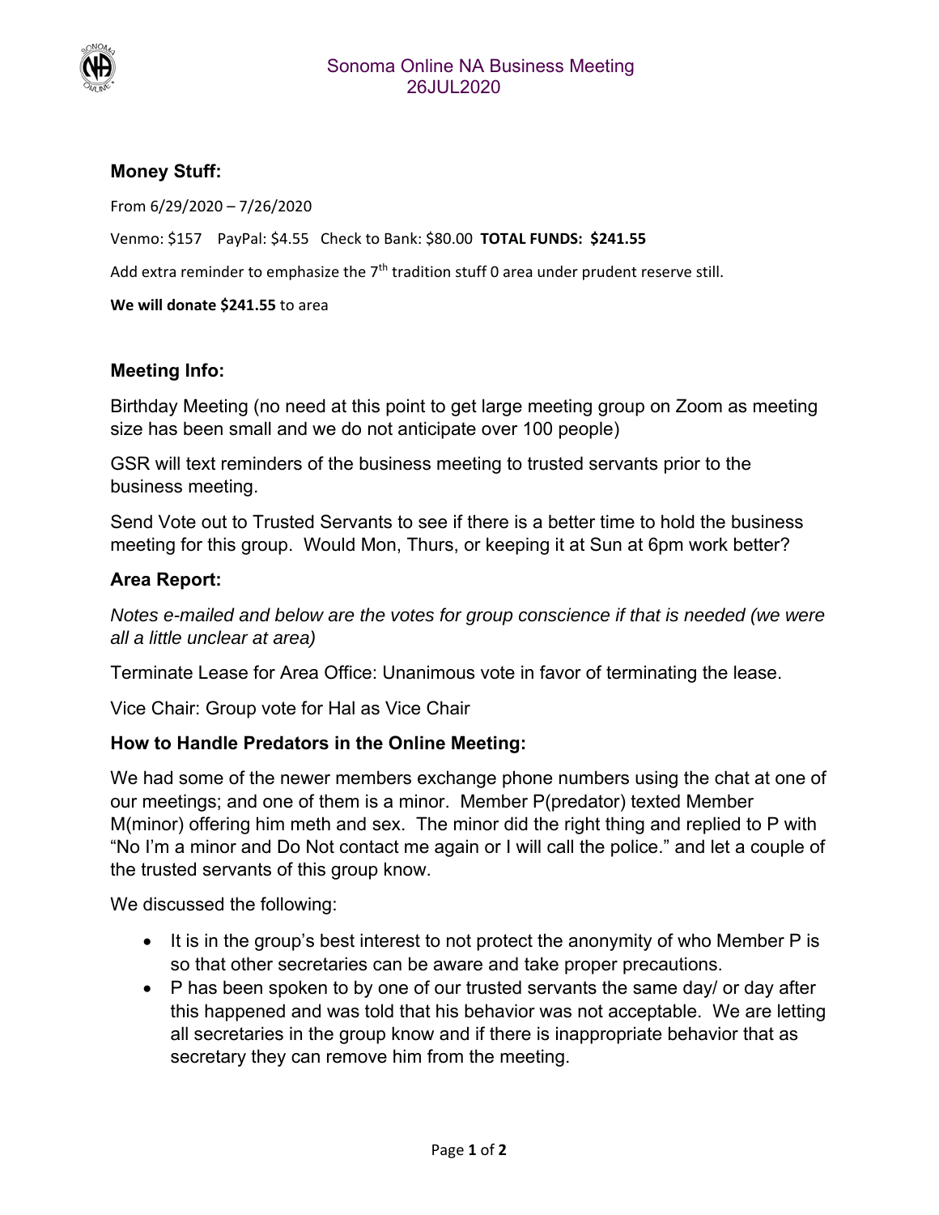# Sonoma Online NA Business Meeting
## 26JUL2020

### Money Stuff:

From 6/29/2020 – 7/26/2020

Venmo: $157   PayPal: $4.55   Check to Bank: $80.00   **TOTAL FUNDS: $241.55**

Add extra reminder to emphasize the 7th tradition stuff 0 area under prudent reserve still.

**We will donate $241.55** to area

### Meeting Info:

Birthday Meeting (no need at this point to get large meeting group on Zoom as meeting size has been small and we do not anticipate over 100 people)

GSR will text reminders of the business meeting to trusted servants prior to the business meeting.

Send Vote out to Trusted Servants to see if there is a better time to hold the business meeting for this group. Would Mon, Thurs, or keeping it at Sun at 6pm work better?

### Area Report:

*Notes e-mailed and below are the votes for group conscience if that is needed (we were all a little unclear at area)*

Terminate Lease for Area Office: Unanimous vote in favor of terminating the lease.

Vice Chair: Group vote for Hal as Vice Chair

### How to Handle Predators in the Online Meeting:

We had some of the newer members exchange phone numbers using the chat at one of our meetings; and one of them is a minor. Member P(predator) texted Member M(minor) offering him meth and sex. The minor did the right thing and replied to P with "No I'm a minor and Do Not contact me again or I will call the police." and let a couple of the trusted servants of this group know.

We discussed the following:

- It is in the group's best interest to not protect the anonymity of who Member P is so that other secretaries can be aware and take proper precautions.
- P has been spoken to by one of our trusted servants the same day/ or day after this happened and was told that his behavior was not acceptable. We are letting all secretaries in the group know and if there is inappropriate behavior that as secretary they can remove him from the meeting.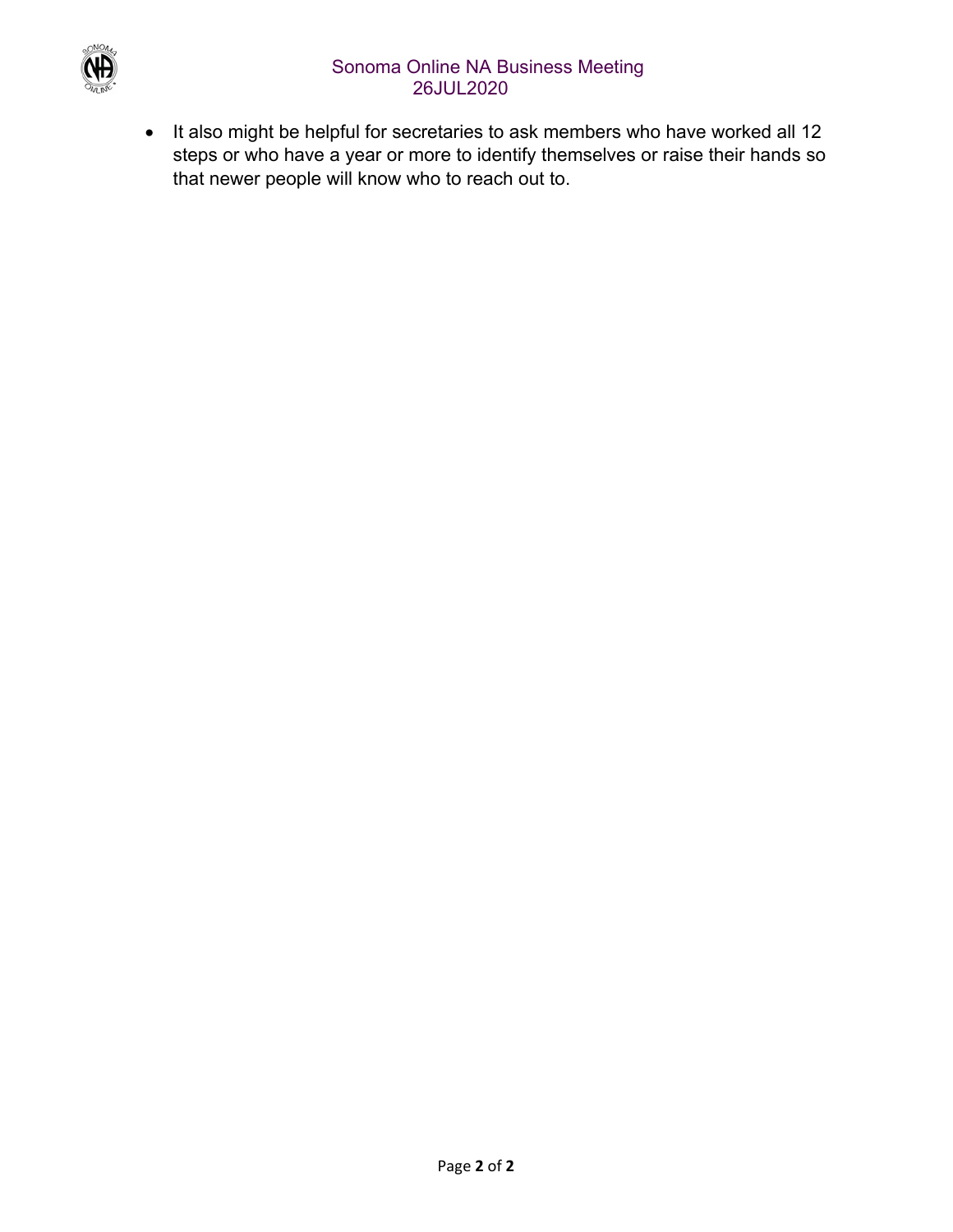- It also might be helpful for secretaries to ask members who have worked all 12 steps or who have a year or more to identify themselves or raise their hands so that newer people will know who to reach out to.